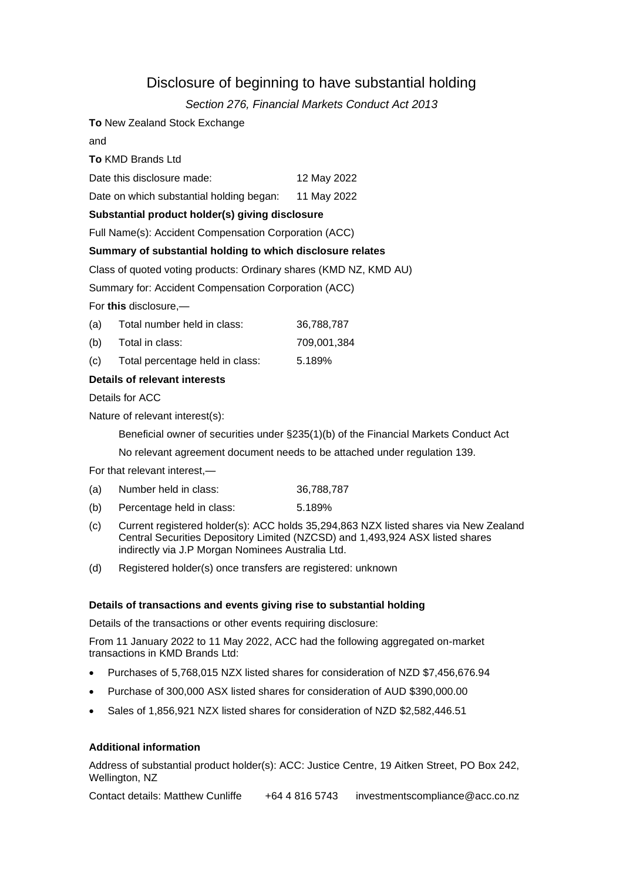# Disclosure of beginning to have substantial holding

*Section 276, Financial Markets Conduct Act 2013*

**To** New Zealand Stock Exchange

and

**To** KMD Brands Ltd

Date this disclosure made: 12 May 2022

Date on which substantial holding began: 11 May 2022

**Substantial product holder(s) giving disclosure**

Full Name(s): Accident Compensation Corporation (ACC)

**Summary of substantial holding to which disclosure relates**

Class of quoted voting products: Ordinary shares (KMD NZ, KMD AU)

Summary for: Accident Compensation Corporation (ACC)

For **this** disclosure,—

(a) Total number held in class: 36,788,787

(b) Total in class: 709,001,384

(c) Total percentage held in class: 5.189%

**Details of relevant interests**

Details for ACC

Nature of relevant interest(s):

Beneficial owner of securities under §235(1)(b) of the Financial Markets Conduct Act

No relevant agreement document needs to be attached under regulation 139.

For that relevant interest,—

(a) Number held in class: 36,788,787

(b) Percentage held in class: 5.189%

(c) Current registered holder(s): ACC holds 35,294,863 NZX listed shares via New Zealand Central Securities Depository Limited (NZCSD) and 1,493,924 ASX listed shares indirectly via J.P Morgan Nominees Australia Ltd.

(d) Registered holder(s) once transfers are registered: unknown

**Details of transactions and events giving rise to substantial holding**

Details of the transactions or other events requiring disclosure:

From 11 January 2022 to 11 May 2022, ACC had the following aggregated on-market transactions in KMD Brands Ltd:

- Purchases of 5,768,015 NZX listed shares for consideration of NZD $7,456,676.94
- Purchase of 300,000 ASX listed shares for consideration of AUD $390,000.00
- Sales of 1,856,921 NZX listed shares for consideration of NZD $2,582,446.51

**Additional information**

Address of substantial product holder(s): ACC: Justice Centre, 19 Aitken Street, PO Box 242, Wellington, NZ

Contact details: Matthew Cunliffe +64 4 816 5743 investmentscompliance@acc.co.nz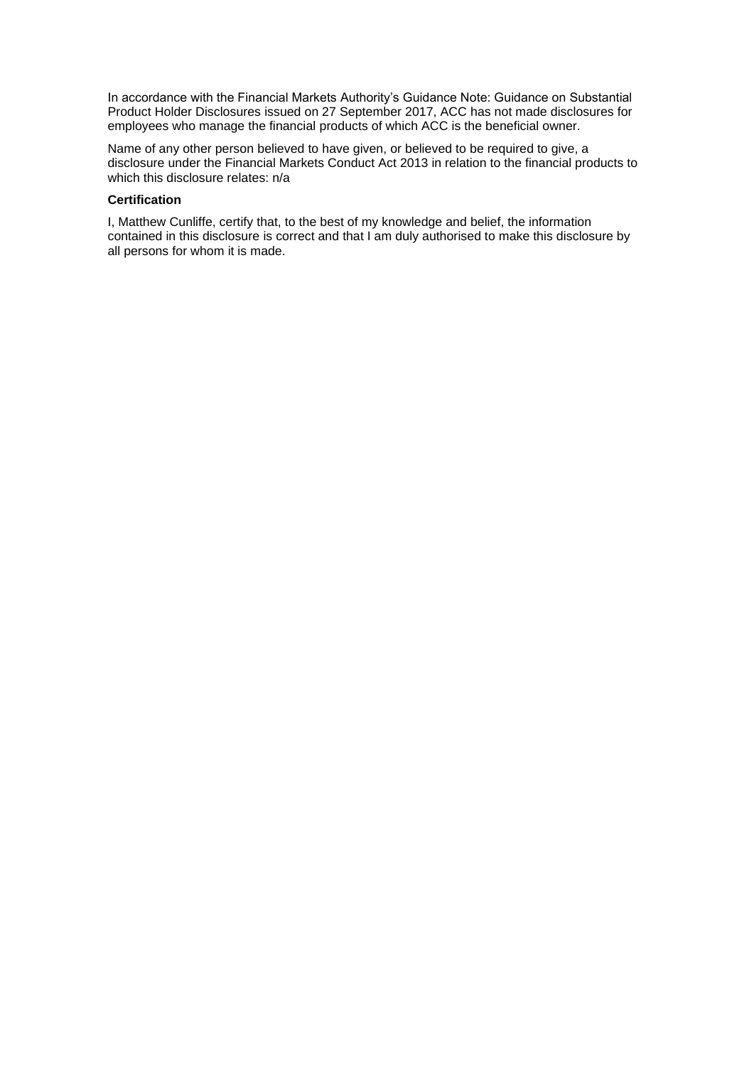In accordance with the Financial Markets Authority's Guidance Note: Guidance on Substantial Product Holder Disclosures issued on 27 September 2017, ACC has not made disclosures for employees who manage the financial products of which ACC is the beneficial owner.

Name of any other person believed to have given, or believed to be required to give, a disclosure under the Financial Markets Conduct Act 2013 in relation to the financial products to which this disclosure relates: n/a

**Certification**

I, Matthew Cunliffe, certify that, to the best of my knowledge and belief, the information contained in this disclosure is correct and that I am duly authorised to make this disclosure by all persons for whom it is made.